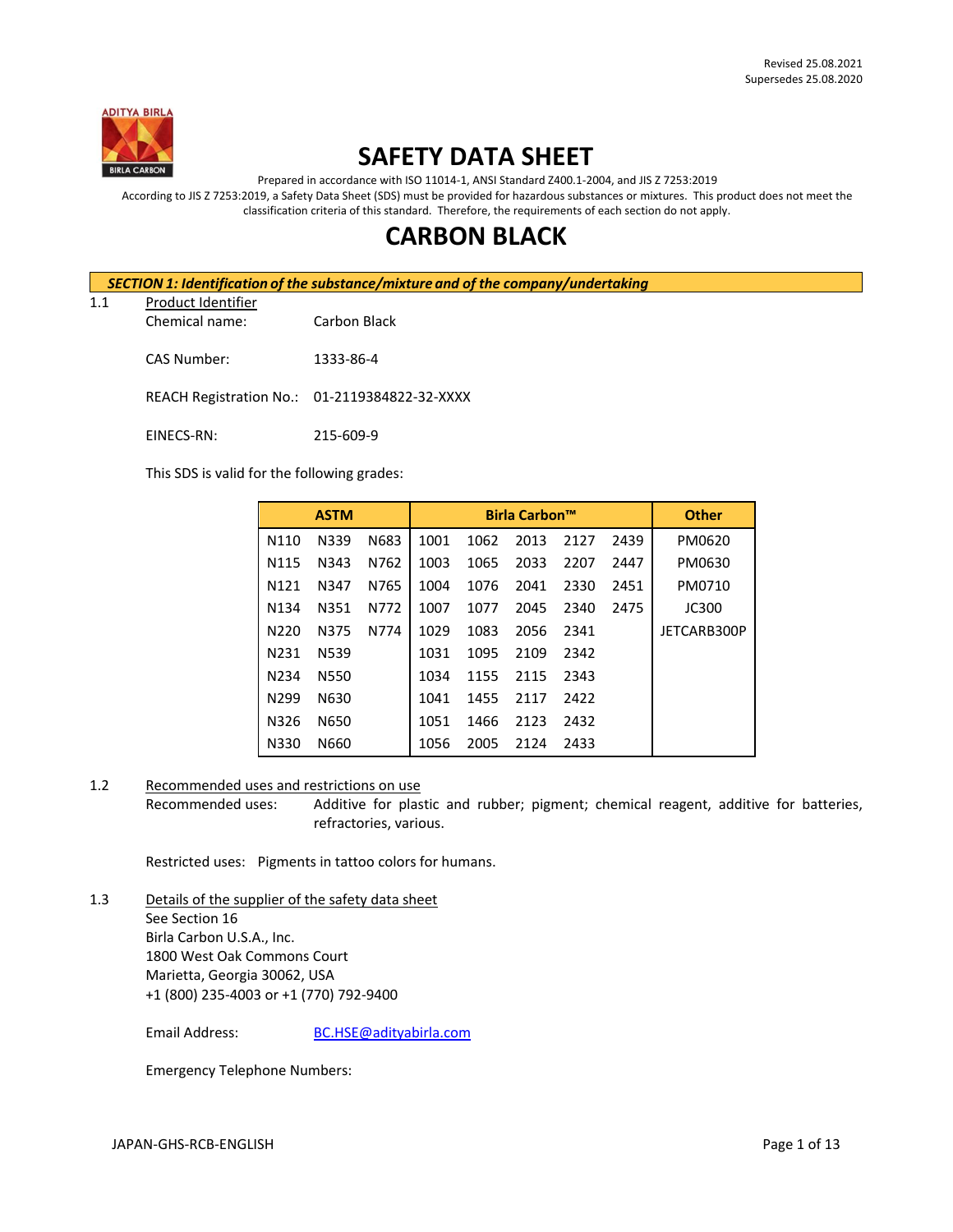Revised 25.08.2021
Supersedes 25.08.2020

# SAFETY DATA SHEET

Prepared in accordance with ISO 11014-1, ANSI Standard Z400.1-2004, and JIS Z 7253:2019

According to JIS Z 7253:2019, a Safety Data Sheet (SDS) must be provided for hazardous substances or mixtures. This product does not meet the classification criteria of this standard. Therefore, the requirements of each section do not apply.

# CARBON BLACK

## SECTION 1: Identification of the substance/mixture and of the company/undertaking

1.1 Product Identifier

Chemical name: Carbon Black

CAS Number: 1333-86-4

REACH Registration No.: 01-2119384822-32-XXXX

EINECS-RN: 215-609-9

This SDS is valid for the following grades:

| ASTM | | | Birla Carbon™ | | | | | Other |
|---|---|---|---|---|---|---|---|---|
| N110 | N339 | N683 | 1001 | 1062 | 2013 | 2127 | 2439 | PM0620 |
| N115 | N343 | N762 | 1003 | 1065 | 2033 | 2207 | 2447 | PM0630 |
| N121 | N347 | N765 | 1004 | 1076 | 2041 | 2330 | 2451 | PM0710 |
| N134 | N351 | N772 | 1007 | 1077 | 2045 | 2340 | 2475 | JC300 |
| N220 | N375 | N774 | 1029 | 1083 | 2056 | 2341 | | JETCARB300P |
| N231 | N539 | | 1031 | 1095 | 2109 | 2342 | | |
| N234 | N550 | | 1034 | 1155 | 2115 | 2343 | | |
| N299 | N630 | | 1041 | 1455 | 2117 | 2422 | | |
| N326 | N650 | | 1051 | 1466 | 2123 | 2432 | | |
| N330 | N660 | | 1056 | 2005 | 2124 | 2433 | | |

1.2 Recommended uses and restrictions on use

Recommended uses: Additive for plastic and rubber; pigment; chemical reagent, additive for batteries, refractories, various.

Restricted uses: Pigments in tattoo colors for humans.

1.3 Details of the supplier of the safety data sheet

See Section 16
Birla Carbon U.S.A., Inc.
1800 West Oak Commons Court
Marietta, Georgia 30062, USA
+1 (800) 235-4003 or +1 (770) 792-9400

Email Address: BC.HSE@adityabirla.com

Emergency Telephone Numbers: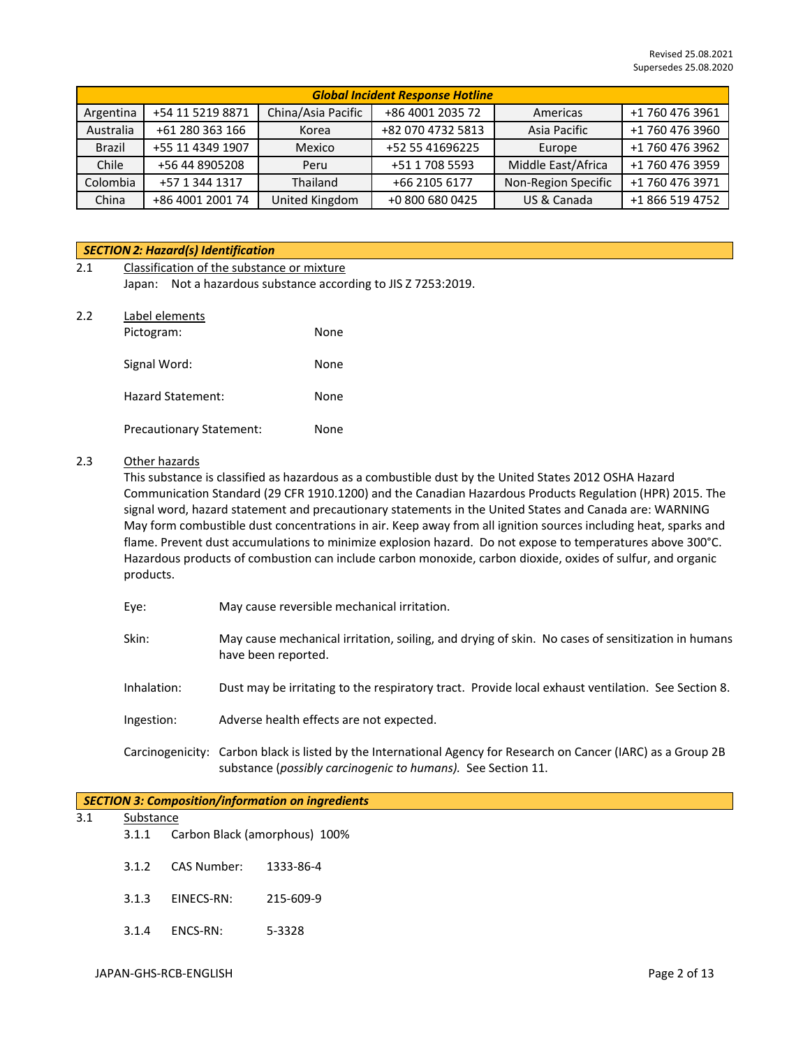Revised 25.08.2021
Supersedes 25.08.2020

| ***Global Incident Response Hotline*** | | | | | |
|---|---|---|---|---|---|
| Argentina | +54 11 5219 8871 | China/Asia Pacific | +86 4001 2035 72 | Americas | +1 760 476 3961 |
| Australia | +61 280 363 166 | Korea | +82 070 4732 5813 | Asia Pacific | +1 760 476 3960 |
| Brazil | +55 11 4349 1907 | Mexico | +52 55 41696225 | Europe | +1 760 476 3962 |
| Chile | +56 44 8905208 | Peru | +51 1 708 5593 | Middle East/Africa | +1 760 476 3959 |
| Colombia | +57 1 344 1317 | Thailand | +66 2105 6177 | Non-Region Specific | +1 760 476 3971 |
| China | +86 4001 2001 74 | United Kingdom | +0 800 680 0425 | US & Canada | +1 866 519 4752 |

## *SECTION 2: Hazard(s) Identification*

2.1 Classification of the substance or mixture

Japan: Not a hazardous substance according to JIS Z 7253:2019.

2.2 Label elements

Pictogram: None

Signal Word: None

Hazard Statement: None

Precautionary Statement: None

2.3 Other hazards

This substance is classified as hazardous as a combustible dust by the United States 2012 OSHA Hazard Communication Standard (29 CFR 1910.1200) and the Canadian Hazardous Products Regulation (HPR) 2015. The signal word, hazard statement and precautionary statements in the United States and Canada are: WARNING May form combustible dust concentrations in air. Keep away from all ignition sources including heat, sparks and flame. Prevent dust accumulations to minimize explosion hazard. Do not expose to temperatures above 300°C. Hazardous products of combustion can include carbon monoxide, carbon dioxide, oxides of sulfur, and organic products.

Eye: May cause reversible mechanical irritation.

Skin: May cause mechanical irritation, soiling, and drying of skin. No cases of sensitization in humans have been reported.

Inhalation: Dust may be irritating to the respiratory tract. Provide local exhaust ventilation. See Section 8.

Ingestion: Adverse health effects are not expected.

Carcinogenicity: Carbon black is listed by the International Agency for Research on Cancer (IARC) as a Group 2B substance (*possibly carcinogenic to humans).* See Section 11.

## *SECTION 3: Composition/information on ingredients*

3.1 Substance

3.1.1 Carbon Black (amorphous) 100%

3.1.2 CAS Number: 1333-86-4

3.1.3 EINECS-RN: 215-609-9

3.1.4 ENCS-RN: 5-3328

JAPAN-GHS-RCB-ENGLISH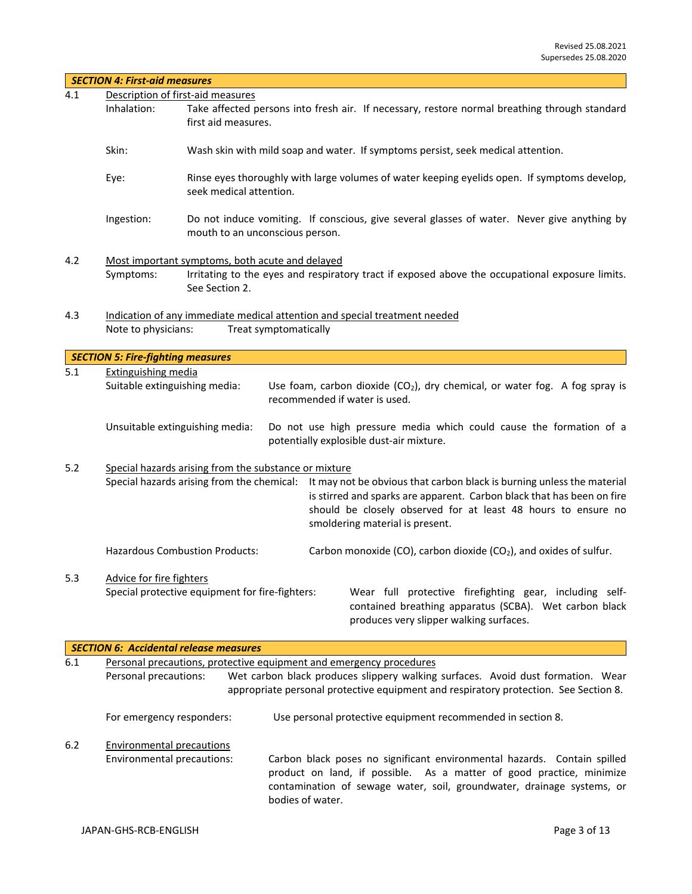## SECTION 4: First-aid measures

4.1 Description of first-aid measures

Inhalation: Take affected persons into fresh air. If necessary, restore normal breathing through standard first aid measures.

Skin: Wash skin with mild soap and water. If symptoms persist, seek medical attention.

Eye: Rinse eyes thoroughly with large volumes of water keeping eyelids open. If symptoms develop, seek medical attention.

Ingestion: Do not induce vomiting. If conscious, give several glasses of water. Never give anything by mouth to an unconscious person.

4.2 Most important symptoms, both acute and delayed

Symptoms: Irritating to the eyes and respiratory tract if exposed above the occupational exposure limits. See Section 2.

4.3 Indication of any immediate medical attention and special treatment needed

Note to physicians: Treat symptomatically

## SECTION 5: Fire-fighting measures

5.1 Extinguishing media

Suitable extinguishing media: Use foam, carbon dioxide ($CO_2$), dry chemical, or water fog. A fog spray is recommended if water is used.

Unsuitable extinguishing media: Do not use high pressure media which could cause the formation of a potentially explosible dust-air mixture.

5.2 Special hazards arising from the substance or mixture

Special hazards arising from the chemical: It may not be obvious that carbon black is burning unless the material is stirred and sparks are apparent. Carbon black that has been on fire should be closely observed for at least 48 hours to ensure no smoldering material is present.

Hazardous Combustion Products: Carbon monoxide (CO), carbon dioxide ($CO_2$), and oxides of sulfur.

5.3 Advice for fire fighters

Special protective equipment for fire-fighters: Wear full protective firefighting gear, including self-contained breathing apparatus (SCBA). Wet carbon black produces very slipper walking surfaces.

## SECTION 6: Accidental release measures

6.1 Personal precautions, protective equipment and emergency procedures

Personal precautions: Wet carbon black produces slippery walking surfaces. Avoid dust formation. Wear appropriate personal protective equipment and respiratory protection. See Section 8.

For emergency responders: Use personal protective equipment recommended in section 8.

6.2 Environmental precautions

Environmental precautions: Carbon black poses no significant environmental hazards. Contain spilled product on land, if possible. As a matter of good practice, minimize contamination of sewage water, soil, groundwater, drainage systems, or bodies of water.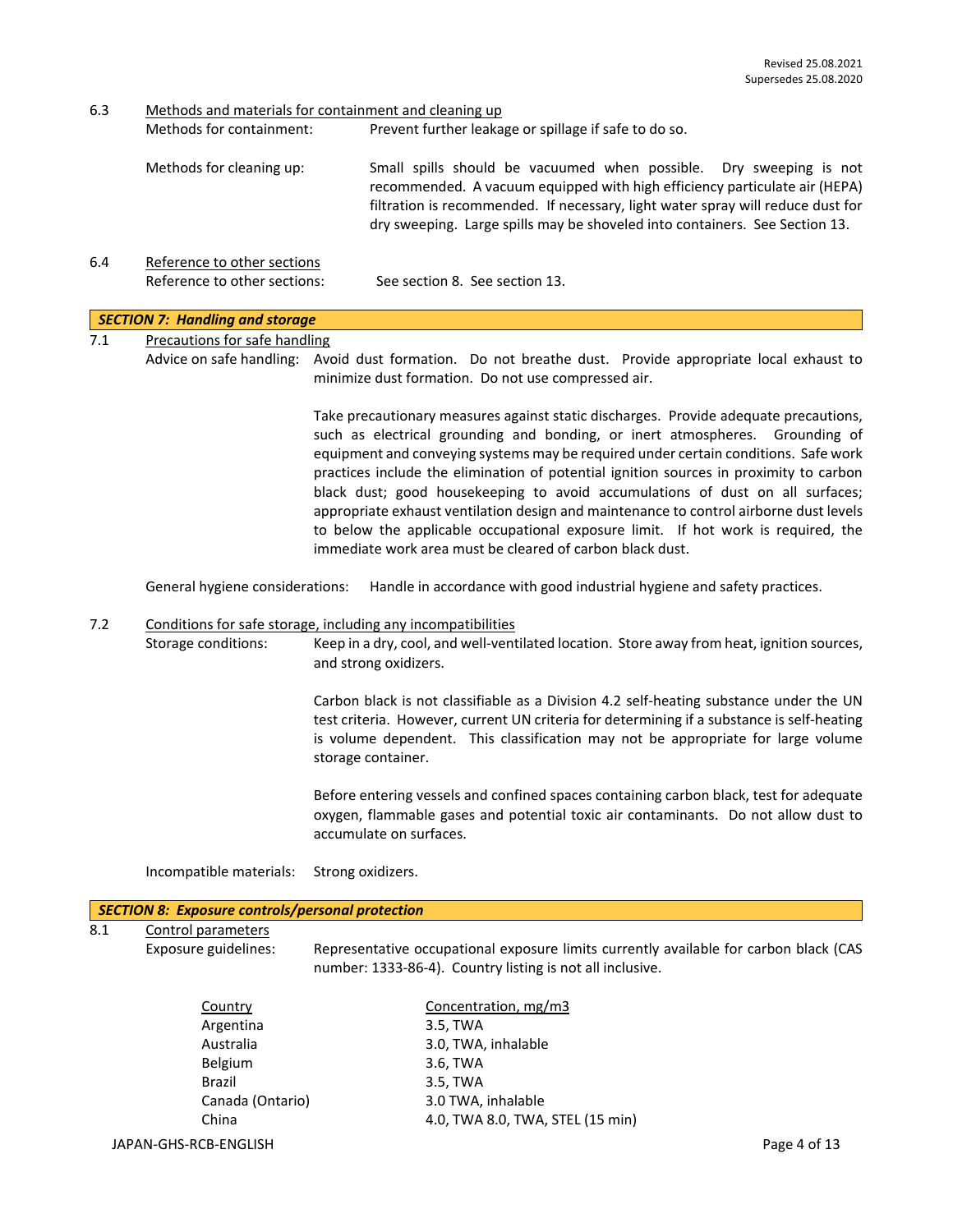6.3 Methods and materials for containment and cleaning up

Methods for containment: Prevent further leakage or spillage if safe to do so.

Methods for cleaning up: Small spills should be vacuumed when possible. Dry sweeping is not recommended. A vacuum equipped with high efficiency particulate air (HEPA) filtration is recommended. If necessary, light water spray will reduce dust for dry sweeping. Large spills may be shoveled into containers. See Section 13.

6.4 Reference to other sections

Reference to other sections: See section 8. See section 13.

## ***SECTION 7: Handling and storage***

7.1 Precautions for safe handling

Advice on safe handling: Avoid dust formation. Do not breathe dust. Provide appropriate local exhaust to minimize dust formation. Do not use compressed air.

Take precautionary measures against static discharges. Provide adequate precautions, such as electrical grounding and bonding, or inert atmospheres. Grounding of equipment and conveying systems may be required under certain conditions. Safe work practices include the elimination of potential ignition sources in proximity to carbon black dust; good housekeeping to avoid accumulations of dust on all surfaces; appropriate exhaust ventilation design and maintenance to control airborne dust levels to below the applicable occupational exposure limit. If hot work is required, the immediate work area must be cleared of carbon black dust.

General hygiene considerations: Handle in accordance with good industrial hygiene and safety practices.

7.2 Conditions for safe storage, including any incompatibilities

Storage conditions: Keep in a dry, cool, and well-ventilated location. Store away from heat, ignition sources, and strong oxidizers.

Carbon black is not classifiable as a Division 4.2 self-heating substance under the UN test criteria. However, current UN criteria for determining if a substance is self-heating is volume dependent. This classification may not be appropriate for large volume storage container.

Before entering vessels and confined spaces containing carbon black, test for adequate oxygen, flammable gases and potential toxic air contaminants. Do not allow dust to accumulate on surfaces.

Incompatible materials: Strong oxidizers.

## ***SECTION 8: Exposure controls/personal protection***

8.1 Control parameters

Exposure guidelines: Representative occupational exposure limits currently available for carbon black (CAS number: 1333-86-4). Country listing is not all inclusive.

| Country | Concentration, mg/m3 |
|---|---|
| Argentina | 3.5, TWA |
| Australia | 3.0, TWA, inhalable |
| Belgium | 3.6, TWA |
| Brazil | 3.5, TWA |
| Canada (Ontario) | 3.0 TWA, inhalable |
| China | 4.0, TWA 8.0, TWA, STEL (15 min) |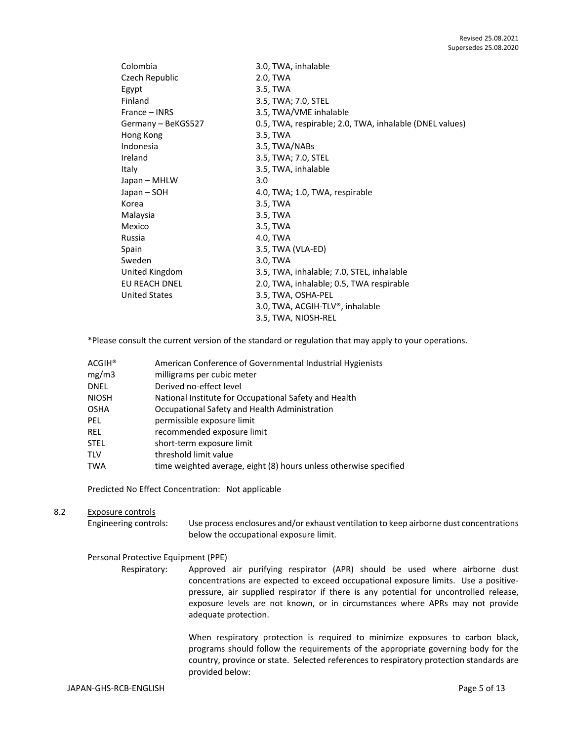| | |
|---|---|
| Colombia | 3.0, TWA, inhalable |
| Czech Republic | 2.0, TWA |
| Egypt | 3.5, TWA |
| Finland | 3.5, TWA; 7.0, STEL |
| France – INRS | 3.5, TWA/VME inhalable |
| Germany – BeKGS527 | 0.5, TWA, respirable; 2.0, TWA, inhalable (DNEL values) |
| Hong Kong | 3.5, TWA |
| Indonesia | 3.5, TWA/NABs |
| Ireland | 3.5, TWA; 7.0, STEL |
| Italy | 3.5, TWA, inhalable |
| Japan – MHLW | 3.0 |
| Japan – SOH | 4.0, TWA; 1.0, TWA, respirable |
| Korea | 3.5, TWA |
| Malaysia | 3.5, TWA |
| Mexico | 3.5, TWA |
| Russia | 4.0, TWA |
| Spain | 3.5, TWA (VLA-ED) |
| Sweden | 3.0, TWA |
| United Kingdom | 3.5, TWA, inhalable; 7.0, STEL, inhalable |
| EU REACH DNEL | 2.0, TWA, inhalable; 0.5, TWA respirable |
| United States | 3.5, TWA, OSHA-PEL<br>3.0, TWA, ACGIH-TLV®, inhalable<br>3.5, TWA, NIOSH-REL |

*Please consult the current version of the standard or regulation that may apply to your operations.

| | |
|---|---|
| ACGIH® | American Conference of Governmental Industrial Hygienists |
| mg/m3 | milligrams per cubic meter |
| DNEL | Derived no-effect level |
| NIOSH | National Institute for Occupational Safety and Health |
| OSHA | Occupational Safety and Health Administration |
| PEL | permissible exposure limit |
| REL | recommended exposure limit |
| STEL | short-term exposure limit |
| TLV | threshold limit value |
| TWA | time weighted average, eight (8) hours unless otherwise specified |

Predicted No Effect Concentration: Not applicable

8.2 Exposure controls

Engineering controls: Use process enclosures and/or exhaust ventilation to keep airborne dust concentrations below the occupational exposure limit.

Personal Protective Equipment (PPE)

Respiratory: Approved air purifying respirator (APR) should be used where airborne dust concentrations are expected to exceed occupational exposure limits. Use a positive-pressure, air supplied respirator if there is any potential for uncontrolled release, exposure levels are not known, or in circumstances where APRs may not provide adequate protection.

When respiratory protection is required to minimize exposures to carbon black, programs should follow the requirements of the appropriate governing body for the country, province or state. Selected references to respiratory protection standards are provided below: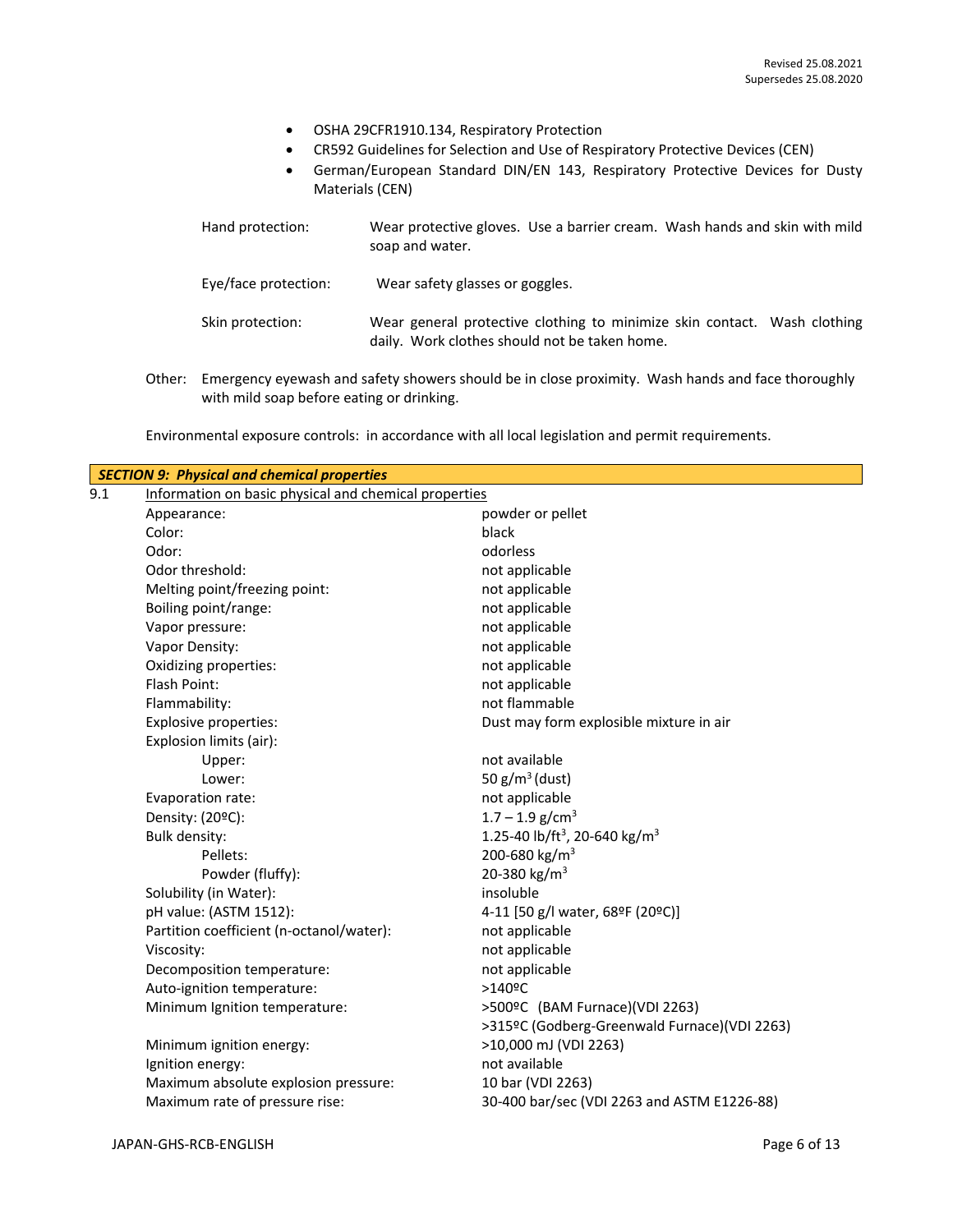- OSHA 29CFR1910.134, Respiratory Protection
- CR592 Guidelines for Selection and Use of Respiratory Protective Devices (CEN)
- German/European Standard DIN/EN 143, Respiratory Protective Devices for Dusty Materials (CEN)

Hand protection: Wear protective gloves. Use a barrier cream. Wash hands and skin with mild soap and water.

Eye/face protection: Wear safety glasses or goggles.

Skin protection: Wear general protective clothing to minimize skin contact. Wash clothing daily. Work clothes should not be taken home.

Other: Emergency eyewash and safety showers should be in close proximity. Wash hands and face thoroughly with mild soap before eating or drinking.

Environmental exposure controls: in accordance with all local legislation and permit requirements.

## *SECTION 9: Physical and chemical properties*

9.1 Information on basic physical and chemical properties

| Property | Value |
|---|---|
| Appearance: | powder or pellet |
| Color: | black |
| Odor: | odorless |
| Odor threshold: | not applicable |
| Melting point/freezing point: | not applicable |
| Boiling point/range: | not applicable |
| Vapor pressure: | not applicable |
| Vapor Density: | not applicable |
| Oxidizing properties: | not applicable |
| Flash Point: | not applicable |
| Flammability: | not flammable |
| Explosive properties: | Dust may form explosible mixture in air |
| Explosion limits (air): | |
| Upper: | not available |
| Lower: | 50 g/m$^3$ (dust) |
| Evaporation rate: | not applicable |
| Density: (20ºC): | 1.7 – 1.9 g/cm$^3$ |
| Bulk density: | 1.25-40 lb/ft$^3$, 20-640 kg/m$^3$ |
| Pellets: | 200-680 kg/m$^3$ |
| Powder (fluffy): | 20-380 kg/m$^3$ |
| Solubility (in Water): | insoluble |
| pH value: (ASTM 1512): | 4-11 [50 g/l water, 68ºF (20ºC)] |
| Partition coefficient (n-octanol/water): | not applicable |
| Viscosity: | not applicable |
| Decomposition temperature: | not applicable |
| Auto-ignition temperature: | >140ºC |
| Minimum Ignition temperature: | >500ºC (BAM Furnace)(VDI 2263)<br>>315ºC (Godberg-Greenwald Furnace)(VDI 2263) |
| Minimum ignition energy: | >10,000 mJ (VDI 2263) |
| Ignition energy: | not available |
| Maximum absolute explosion pressure: | 10 bar (VDI 2263) |
| Maximum rate of pressure rise: | 30-400 bar/sec (VDI 2263 and ASTM E1226-88) |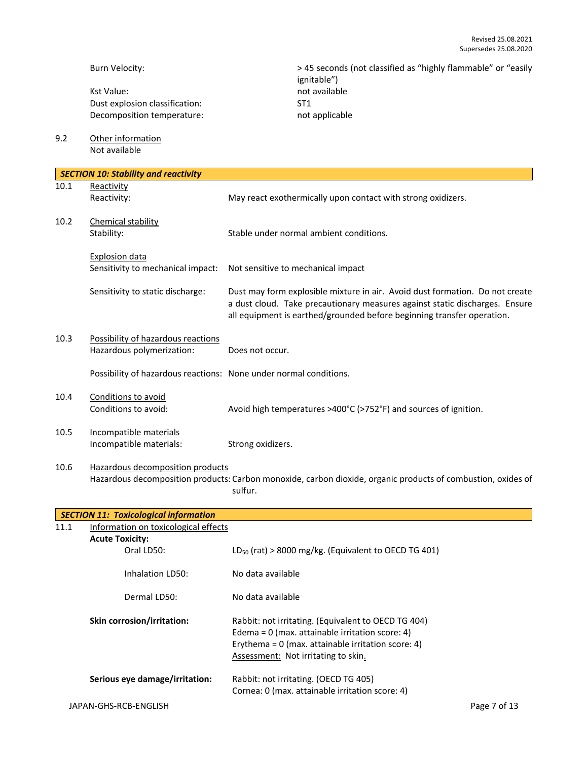| | |
|---|---|
| Burn Velocity: | > 45 seconds (not classified as “highly flammable” or “easily ignitable”) |
| Kst Value: | not available |
| Dust explosion classification: | ST1 |
| Decomposition temperature: | not applicable |

9.2 Other information

Not available

## SECTION 10: Stability and reactivity

10.1 Reactivity

Reactivity: May react exothermically upon contact with strong oxidizers.

10.2 Chemical stability

Stability: Stable under normal ambient conditions.

Explosion data

Sensitivity to mechanical impact: Not sensitive to mechanical impact

Sensitivity to static discharge: Dust may form explosible mixture in air. Avoid dust formation. Do not create a dust cloud. Take precautionary measures against static discharges. Ensure all equipment is earthed/grounded before beginning transfer operation.

10.3 Possibility of hazardous reactions

Hazardous polymerization: Does not occur.

Possibility of hazardous reactions: None under normal conditions.

10.4 Conditions to avoid

Conditions to avoid: Avoid high temperatures >400°C (>752°F) and sources of ignition.

10.5 Incompatible materials

Incompatible materials: Strong oxidizers.

10.6 Hazardous decomposition products

Hazardous decomposition products: Carbon monoxide, carbon dioxide, organic products of combustion, oxides of sulfur.

## SECTION 11: Toxicological information

11.1 Information on toxicological effects

**Acute Toxicity:**

Oral LD50: $LD_{50}$ (rat) > 8000 mg/kg. (Equivalent to OECD TG 401)

Inhalation LD50: No data available

Dermal LD50: No data available

**Skin corrosion/irritation:** Rabbit: not irritating. (Equivalent to OECD TG 404)
Edema = 0 (max. attainable irritation score: 4)
Erythema = 0 (max. attainable irritation score: 4)
Assessment: Not irritating to skin.

**Serious eye damage/irritation:** Rabbit: not irritating. (OECD TG 405)
Cornea: 0 (max. attainable irritation score: 4)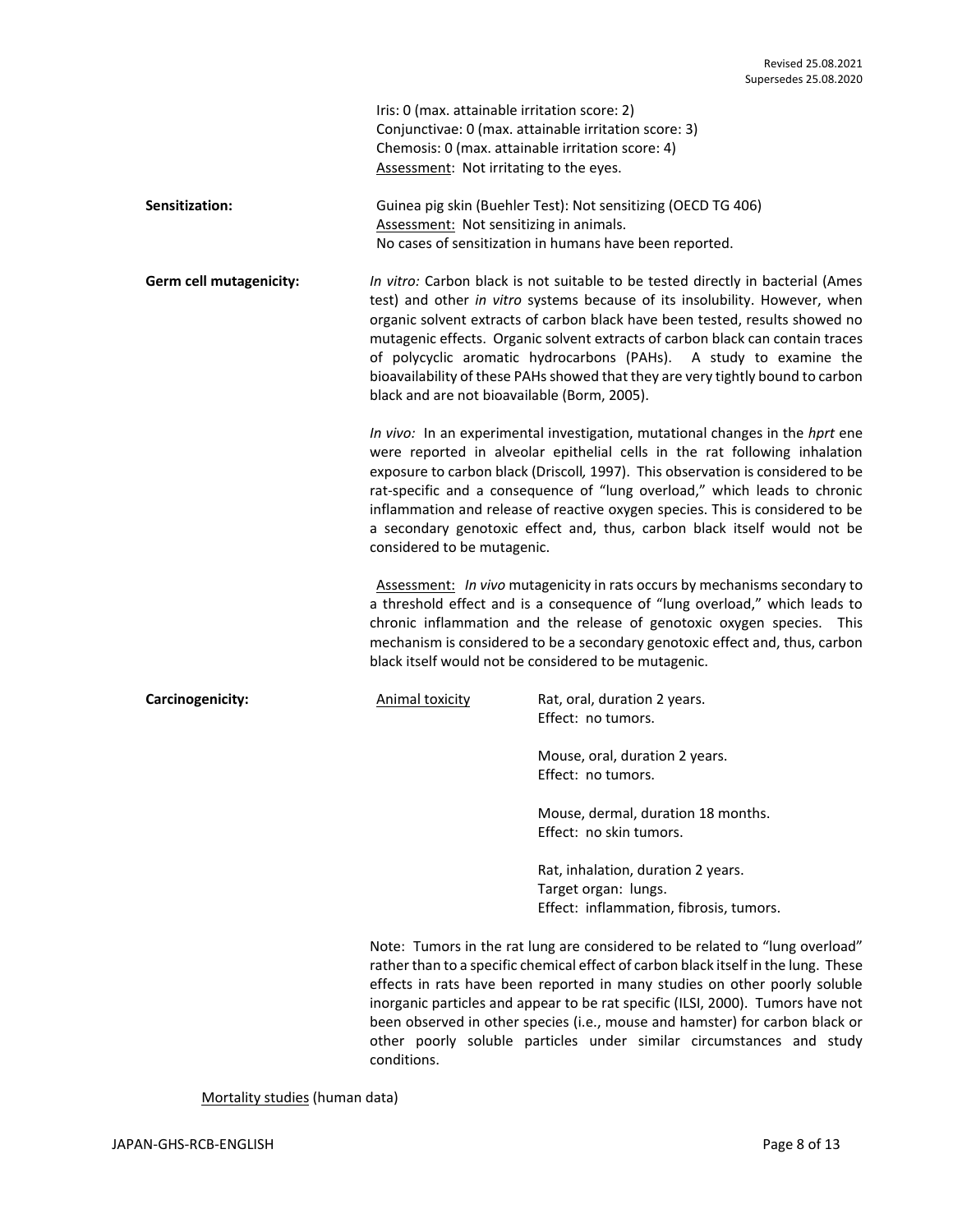Iris: 0 (max. attainable irritation score: 2)
Conjunctivae: 0 (max. attainable irritation score: 3)
Chemosis: 0 (max. attainable irritation score: 4)
Assessment: Not irritating to the eyes.

**Sensitization:**

Guinea pig skin (Buehler Test): Not sensitizing (OECD TG 406)
Assessment: Not sensitizing in animals.
No cases of sensitization in humans have been reported.

**Germ cell mutagenicity:**

*In vitro:* Carbon black is not suitable to be tested directly in bacterial (Ames test) and other *in vitro* systems because of its insolubility. However, when organic solvent extracts of carbon black have been tested, results showed no mutagenic effects. Organic solvent extracts of carbon black can contain traces of polycyclic aromatic hydrocarbons (PAHs). A study to examine the bioavailability of these PAHs showed that they are very tightly bound to carbon black and are not bioavailable (Borm, 2005).

*In vivo:* In an experimental investigation, mutational changes in the *hprt* ene were reported in alveolar epithelial cells in the rat following inhalation exposure to carbon black (Driscoll*,* 1997). This observation is considered to be rat-specific and a consequence of "lung overload," which leads to chronic inflammation and release of reactive oxygen species. This is considered to be a secondary genotoxic effect and, thus, carbon black itself would not be considered to be mutagenic.

Assessment: *In vivo* mutagenicity in rats occurs by mechanisms secondary to a threshold effect and is a consequence of "lung overload," which leads to chronic inflammation and the release of genotoxic oxygen species. This mechanism is considered to be a secondary genotoxic effect and, thus, carbon black itself would not be considered to be mutagenic.

**Carcinogenicity:**

Animal toxicity

Rat, oral, duration 2 years.
Effect: no tumors.

Mouse, oral, duration 2 years.
Effect: no tumors.

Mouse, dermal, duration 18 months.
Effect: no skin tumors.

Rat, inhalation, duration 2 years.
Target organ: lungs.
Effect: inflammation, fibrosis, tumors.

Note: Tumors in the rat lung are considered to be related to "lung overload" rather than to a specific chemical effect of carbon black itself in the lung. These effects in rats have been reported in many studies on other poorly soluble inorganic particles and appear to be rat specific (ILSI, 2000). Tumors have not been observed in other species (i.e., mouse and hamster) for carbon black or other poorly soluble particles under similar circumstances and study conditions.

Mortality studies (human data)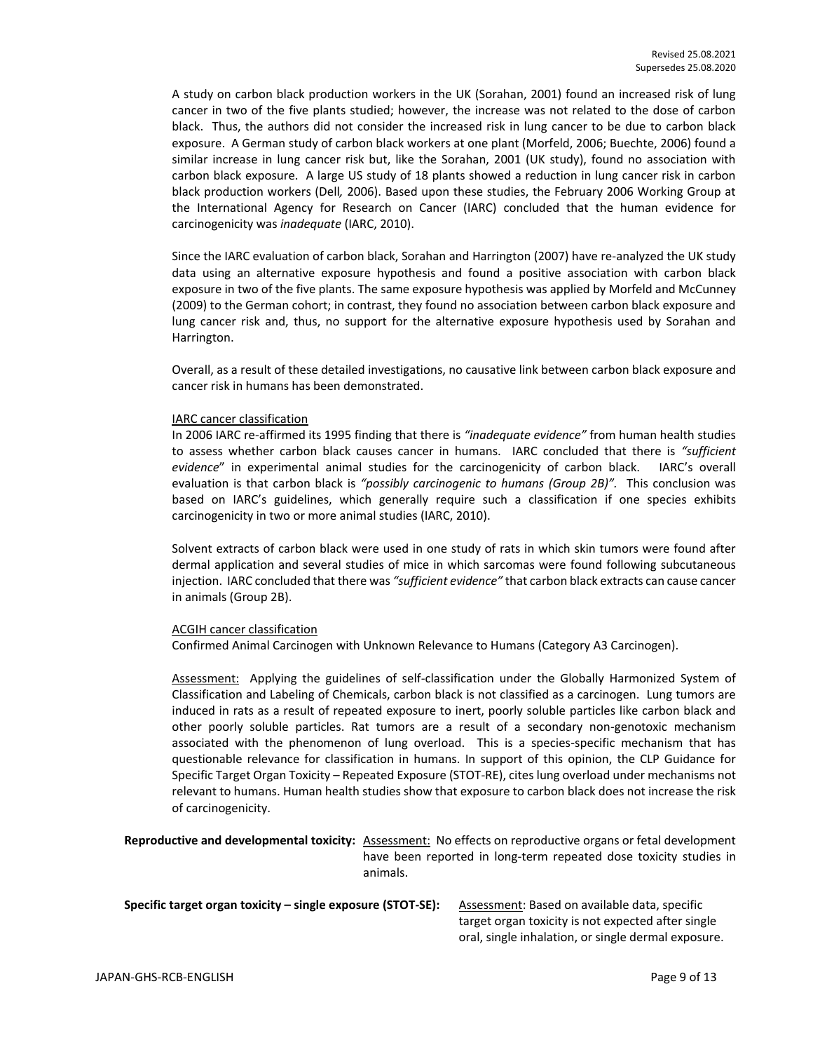A study on carbon black production workers in the UK (Sorahan, 2001) found an increased risk of lung cancer in two of the five plants studied; however, the increase was not related to the dose of carbon black. Thus, the authors did not consider the increased risk in lung cancer to be due to carbon black exposure. A German study of carbon black workers at one plant (Morfeld, 2006; Buechte, 2006) found a similar increase in lung cancer risk but, like the Sorahan, 2001 (UK study), found no association with carbon black exposure. A large US study of 18 plants showed a reduction in lung cancer risk in carbon black production workers (Dell*,* 2006). Based upon these studies, the February 2006 Working Group at the International Agency for Research on Cancer (IARC) concluded that the human evidence for carcinogenicity was *inadequate* (IARC, 2010).

Since the IARC evaluation of carbon black, Sorahan and Harrington (2007) have re-analyzed the UK study data using an alternative exposure hypothesis and found a positive association with carbon black exposure in two of the five plants. The same exposure hypothesis was applied by Morfeld and McCunney (2009) to the German cohort; in contrast, they found no association between carbon black exposure and lung cancer risk and, thus, no support for the alternative exposure hypothesis used by Sorahan and Harrington.

Overall, as a result of these detailed investigations, no causative link between carbon black exposure and cancer risk in humans has been demonstrated.

IARC cancer classification

In 2006 IARC re-affirmed its 1995 finding that there is *"inadequate evidence"* from human health studies to assess whether carbon black causes cancer in humans. IARC concluded that there is *"sufficient evidence*" in experimental animal studies for the carcinogenicity of carbon black. IARC's overall evaluation is that carbon black is *"possibly carcinogenic to humans (Group 2B)"*. This conclusion was based on IARC's guidelines, which generally require such a classification if one species exhibits carcinogenicity in two or more animal studies (IARC, 2010).

Solvent extracts of carbon black were used in one study of rats in which skin tumors were found after dermal application and several studies of mice in which sarcomas were found following subcutaneous injection. IARC concluded that there was *"sufficient evidence"* that carbon black extracts can cause cancer in animals (Group 2B).

ACGIH cancer classification

Confirmed Animal Carcinogen with Unknown Relevance to Humans (Category A3 Carcinogen).

Assessment: Applying the guidelines of self-classification under the Globally Harmonized System of Classification and Labeling of Chemicals, carbon black is not classified as a carcinogen. Lung tumors are induced in rats as a result of repeated exposure to inert, poorly soluble particles like carbon black and other poorly soluble particles. Rat tumors are a result of a secondary non-genotoxic mechanism associated with the phenomenon of lung overload. This is a species-specific mechanism that has questionable relevance for classification in humans. In support of this opinion, the CLP Guidance for Specific Target Organ Toxicity – Repeated Exposure (STOT-RE), cites lung overload under mechanisms not relevant to humans. Human health studies show that exposure to carbon black does not increase the risk of carcinogenicity.

**Reproductive and developmental toxicity:** Assessment: No effects on reproductive organs or fetal development have been reported in long-term repeated dose toxicity studies in animals.

**Specific target organ toxicity – single exposure (STOT-SE):** Assessment: Based on available data, specific target organ toxicity is not expected after single oral, single inhalation, or single dermal exposure.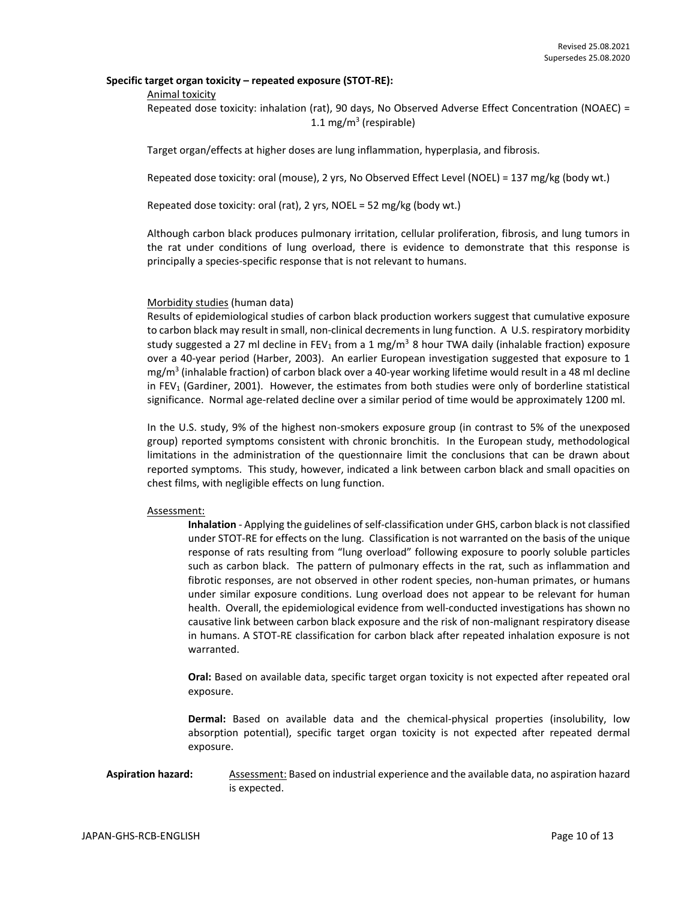**Specific target organ toxicity – repeated exposure (STOT-RE):**

Animal toxicity

Repeated dose toxicity: inhalation (rat), 90 days, No Observed Adverse Effect Concentration (NOAEC) = 1.1 $mg/m^3$ (respirable)

Target organ/effects at higher doses are lung inflammation, hyperplasia, and fibrosis.

Repeated dose toxicity: oral (mouse), 2 yrs, No Observed Effect Level (NOEL) = 137 mg/kg (body wt.)

Repeated dose toxicity: oral (rat), 2 yrs, NOEL = 52 mg/kg (body wt.)

Although carbon black produces pulmonary irritation, cellular proliferation, fibrosis, and lung tumors in the rat under conditions of lung overload, there is evidence to demonstrate that this response is principally a species-specific response that is not relevant to humans.

Morbidity studies (human data)

Results of epidemiological studies of carbon black production workers suggest that cumulative exposure to carbon black may result in small, non-clinical decrements in lung function. A U.S. respiratory morbidity study suggested a 27 ml decline in $FEV_1$ from a 1 $mg/m^3$ 8 hour TWA daily (inhalable fraction) exposure over a 40-year period (Harber, 2003). An earlier European investigation suggested that exposure to 1 $mg/m^3$ (inhalable fraction) of carbon black over a 40-year working lifetime would result in a 48 ml decline in $FEV_1$ (Gardiner, 2001). However, the estimates from both studies were only of borderline statistical significance. Normal age-related decline over a similar period of time would be approximately 1200 ml.

In the U.S. study, 9% of the highest non-smokers exposure group (in contrast to 5% of the unexposed group) reported symptoms consistent with chronic bronchitis. In the European study, methodological limitations in the administration of the questionnaire limit the conclusions that can be drawn about reported symptoms. This study, however, indicated a link between carbon black and small opacities on chest films, with negligible effects on lung function.

Assessment:

**Inhalation** - Applying the guidelines of self-classification under GHS, carbon black is not classified under STOT-RE for effects on the lung. Classification is not warranted on the basis of the unique response of rats resulting from "lung overload" following exposure to poorly soluble particles such as carbon black. The pattern of pulmonary effects in the rat, such as inflammation and fibrotic responses, are not observed in other rodent species, non-human primates, or humans under similar exposure conditions. Lung overload does not appear to be relevant for human health. Overall, the epidemiological evidence from well-conducted investigations has shown no causative link between carbon black exposure and the risk of non-malignant respiratory disease in humans. A STOT-RE classification for carbon black after repeated inhalation exposure is not warranted.

**Oral:** Based on available data, specific target organ toxicity is not expected after repeated oral exposure.

**Dermal:** Based on available data and the chemical-physical properties (insolubility, low absorption potential), specific target organ toxicity is not expected after repeated dermal exposure.

**Aspiration hazard:** Assessment: Based on industrial experience and the available data, no aspiration hazard is expected.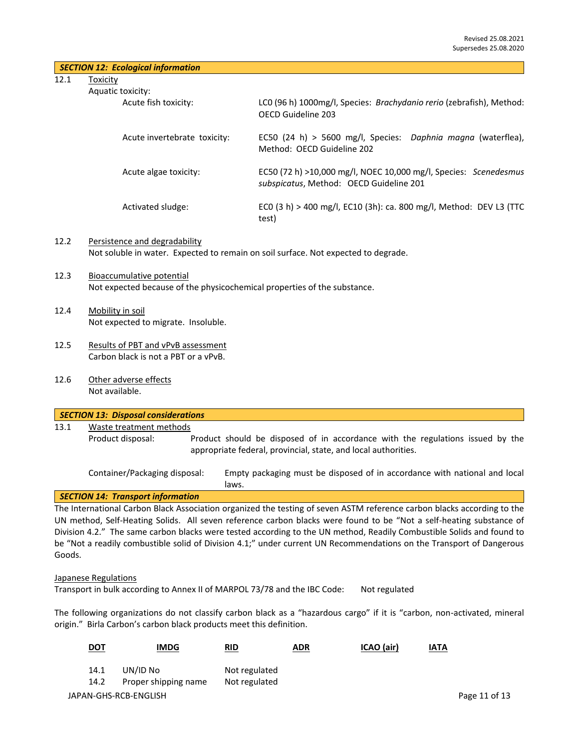Revised 25.08.2021
Supersedes 25.08.2020

## *SECTION 12: Ecological information*

12.1 Toxicity

Aquatic toxicity:

| | |
|---|---|
| Acute fish toxicity: | LC0 (96 h) 1000mg/l, Species: *Brachydanio rerio* (zebrafish), Method: OECD Guideline 203 |
| Acute invertebrate toxicity: | EC50 (24 h) > 5600 mg/l, Species: *Daphnia magna* (waterflea), Method: OECD Guideline 202 |
| Acute algae toxicity: | EC50 (72 h) >10,000 mg/l, NOEC 10,000 mg/l, Species: *Scenedesmus subspicatus*, Method: OECD Guideline 201 |
| Activated sludge: | EC0 (3 h) > 400 mg/l, EC10 (3h): ca. 800 mg/l, Method: DEV L3 (TTC test) |

12.2 Persistence and degradability

Not soluble in water. Expected to remain on soil surface. Not expected to degrade.

12.3 Bioaccumulative potential

Not expected because of the physicochemical properties of the substance.

12.4 Mobility in soil

Not expected to migrate. Insoluble.

12.5 Results of PBT and vPvB assessment

Carbon black is not a PBT or a vPvB.

12.6 Other adverse effects

Not available.

## *SECTION 13: Disposal considerations*

13.1 Waste treatment methods

Product disposal: Product should be disposed of in accordance with the regulations issued by the appropriate federal, provincial, state, and local authorities.

Container/Packaging disposal: Empty packaging must be disposed of in accordance with national and local laws.

## *SECTION 14: Transport information*

The International Carbon Black Association organized the testing of seven ASTM reference carbon blacks according to the UN method, Self-Heating Solids. All seven reference carbon blacks were found to be "Not a self-heating substance of Division 4.2." The same carbon blacks were tested according to the UN method, Readily Combustible Solids and found to be "Not a readily combustible solid of Division 4.1;" under current UN Recommendations on the Transport of Dangerous Goods.

Japanese Regulations

Transport in bulk according to Annex II of MARPOL 73/78 and the IBC Code: Not regulated

The following organizations do not classify carbon black as a "hazardous cargo" if it is "carbon, non-activated, mineral origin." Birla Carbon's carbon black products meet this definition.

**DOT** **IMDG** **RID** **ADR** **ICAO (air)** **IATA**

| | | |
|---|---|---|
| 14.1 | UN/ID No | Not regulated |
| 14.2 | Proper shipping name | Not regulated |

JAPAN-GHS-RCB-ENGLISH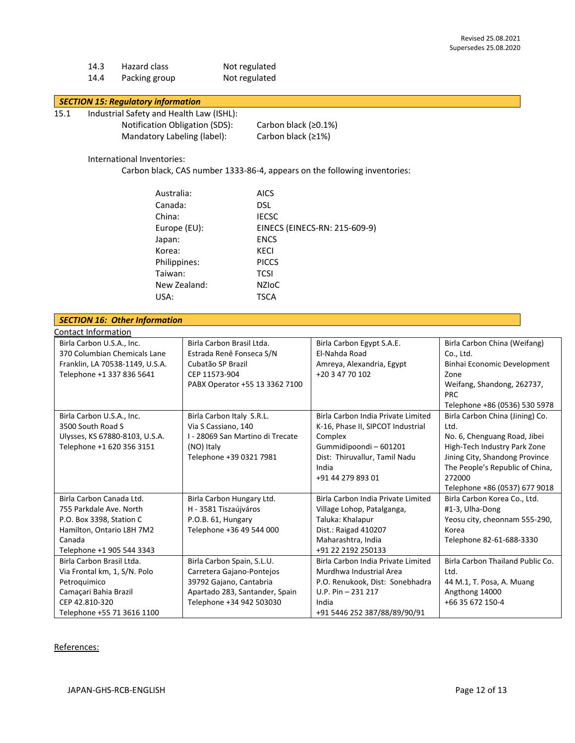| | | |
|---|---|---|
| 14.3 | Hazard class | Not regulated |
| 14.4 | Packing group | Not regulated |

## *SECTION 15: Regulatory information*

15.1 Industrial Safety and Health Law (ISHL):

| | |
|---|---|
| Notification Obligation (SDS): | Carbon black (≥0.1%) |
| Mandatory Labeling (label): | Carbon black (≥1%) |

International Inventories:

Carbon black, CAS number 1333-86-4, appears on the following inventories:

| | |
|---|---|
| Australia: | AICS |
| Canada: | DSL |
| China: | IECSC |
| Europe (EU): | EINECS (EINECS-RN: 215-609-9) |
| Japan: | ENCS |
| Korea: | KECI |
| Philippines: | PICCS |
| Taiwan: | TCSI |
| New Zealand: | NZIoC |
| USA: | TSCA |

## *SECTION 16: Other Information*

Contact Information

| | | | |
|---|---|---|---|
| Birla Carbon U.S.A., Inc.<br>370 Columbian Chemicals Lane<br>Franklin, LA 70538-1149, U.S.A.<br>Telephone +1 337 836 5641 | Birla Carbon Brasil Ltda.<br>Estrada Renê Fonseca S/N<br>Cubatão SP Brazil<br>CEP 11573-904<br>PABX Operator +55 13 3362 7100 | Birla Carbon Egypt S.A.E.<br>El-Nahda Road<br>Amreya, Alexandria, Egypt<br>+20 3 47 70 102 | Birla Carbon China (Weifang) Co., Ltd.<br>Binhai Economic Development Zone<br>Weifang, Shandong, 262737, PRC<br>Telephone +86 (0536) 530 5978 |
| Birla Carbon U.S.A., Inc.<br>3500 South Road S<br>Ulysses, KS 67880-8103, U.S.A.<br>Telephone +1 620 356 3151 | Birla Carbon Italy S.R.L.<br>Via S Cassiano, 140<br>I - 28069 San Martino di Trecate (NO) Italy<br>Telephone +39 0321 7981 | Birla Carbon India Private Limited<br>K-16, Phase II, SIPCOT Industrial Complex<br>Gummidipoondi – 601201<br>Dist: Thiruvallur, Tamil Nadu<br>India<br>+91 44 279 893 01 | Birla Carbon China (Jining) Co. Ltd.<br>No. 6, Chenguang Road, Jibei High-Tech Industry Park Zone<br>Jining City, Shandong Province<br>The People's Republic of China, 272000<br>Telephone +86 (0537) 677 9018 |
| Birla Carbon Canada Ltd.<br>755 Parkdale Ave. North<br>P.O. Box 3398, Station C<br>Hamilton, Ontario L8H 7M2<br>Canada<br>Telephone +1 905 544 3343 | Birla Carbon Hungary Ltd.<br>H - 3581 Tiszaújváros<br>P.O.B. 61, Hungary<br>Telephone +36 49 544 000 | Birla Carbon India Private Limited<br>Village Lohop, Patalganga,<br>Taluka: Khalapur<br>Dist.: Raigad 410207<br>Maharashtra, India<br>+91 22 2192 250133 | Birla Carbon Korea Co., Ltd.<br>#1-3, Ulha-Dong<br>Yeosu city, cheonnam 555-290, Korea<br>Telephone 82-61-688-3330 |
| Birla Carbon Brasil Ltda.<br>Via Frontal km, 1, S/N. Polo Petroquimico<br>Camaçari Bahia Brazil<br>CEP 42.810-320<br>Telephone +55 71 3616 1100 | Birla Carbon Spain, S.L.U.<br>Carretera Gajano-Pontejos<br>39792 Gajano, Cantabria<br>Apartado 283, Santander, Spain<br>Telephone +34 942 503030 | Birla Carbon India Private Limited<br>Murdhwa Industrial Area<br>P.O. Renukook, Dist: Sonebhadra<br>U.P. Pin – 231 217<br>India<br>+91 5446 252 387/88/89/90/91 | Birla Carbon Thailand Public Co. Ltd.<br>44 M.1, T. Posa, A. Muang<br>Angthong 14000<br>+66 35 672 150-4 |

References: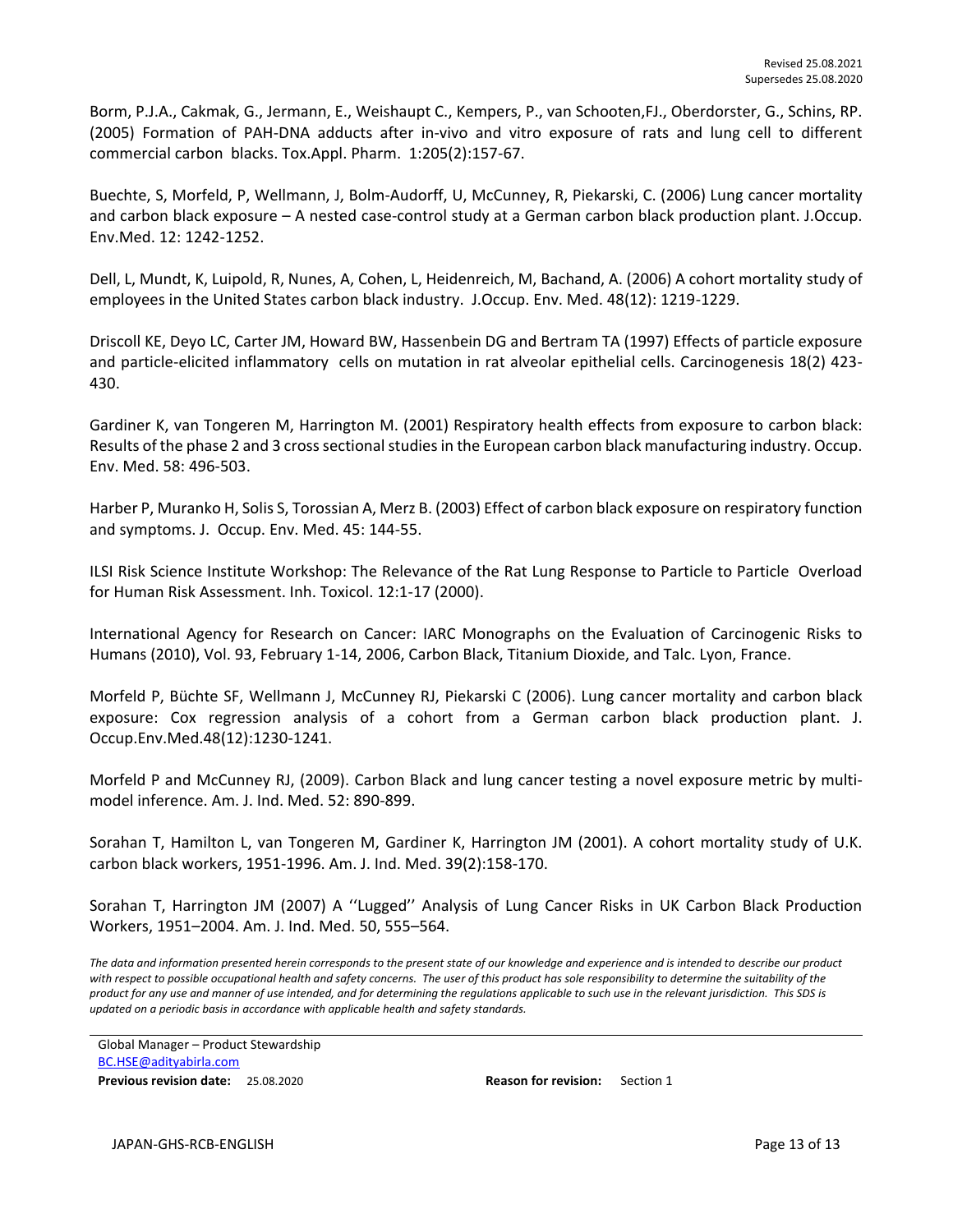Borm, P.J.A., Cakmak, G., Jermann, E., Weishaupt C., Kempers, P., van Schooten,FJ., Oberdorster, G., Schins, RP. (2005) Formation of PAH-DNA adducts after in-vivo and vitro exposure of rats and lung cell to different commercial carbon blacks. Tox.Appl. Pharm. 1:205(2):157-67.

Buechte, S, Morfeld, P, Wellmann, J, Bolm-Audorff, U, McCunney, R, Piekarski, C. (2006) Lung cancer mortality and carbon black exposure – A nested case-control study at a German carbon black production plant. J.Occup. Env.Med. 12: 1242-1252.

Dell, L, Mundt, K, Luipold, R, Nunes, A, Cohen, L, Heidenreich, M, Bachand, A. (2006) A cohort mortality study of employees in the United States carbon black industry. J.Occup. Env. Med. 48(12): 1219-1229.

Driscoll KE, Deyo LC, Carter JM, Howard BW, Hassenbein DG and Bertram TA (1997) Effects of particle exposure and particle-elicited inflammatory cells on mutation in rat alveolar epithelial cells. Carcinogenesis 18(2) 423-430.

Gardiner K, van Tongeren M, Harrington M. (2001) Respiratory health effects from exposure to carbon black: Results of the phase 2 and 3 cross sectional studies in the European carbon black manufacturing industry. Occup. Env. Med. 58: 496-503.

Harber P, Muranko H, Solis S, Torossian A, Merz B. (2003) Effect of carbon black exposure on respiratory function and symptoms. J. Occup. Env. Med. 45: 144-55.

ILSI Risk Science Institute Workshop: The Relevance of the Rat Lung Response to Particle to Particle Overload for Human Risk Assessment. Inh. Toxicol. 12:1-17 (2000).

International Agency for Research on Cancer: IARC Monographs on the Evaluation of Carcinogenic Risks to Humans (2010), Vol. 93, February 1-14, 2006, Carbon Black, Titanium Dioxide, and Talc. Lyon, France.

Morfeld P, Büchte SF, Wellmann J, McCunney RJ, Piekarski C (2006). Lung cancer mortality and carbon black exposure: Cox regression analysis of a cohort from a German carbon black production plant. J. Occup.Env.Med.48(12):1230-1241.

Morfeld P and McCunney RJ, (2009). Carbon Black and lung cancer testing a novel exposure metric by multi-model inference. Am. J. Ind. Med. 52: 890-899.

Sorahan T, Hamilton L, van Tongeren M, Gardiner K, Harrington JM (2001). A cohort mortality study of U.K. carbon black workers, 1951-1996. Am. J. Ind. Med. 39(2):158-170.

Sorahan T, Harrington JM (2007) A ''Lugged'' Analysis of Lung Cancer Risks in UK Carbon Black Production Workers, 1951–2004. Am. J. Ind. Med. 50, 555–564.

*The data and information presented herein corresponds to the present state of our knowledge and experience and is intended to describe our product with respect to possible occupational health and safety concerns. The user of this product has sole responsibility to determine the suitability of the product for any use and manner of use intended, and for determining the regulations applicable to such use in the relevant jurisdiction. This SDS is updated on a periodic basis in accordance with applicable health and safety standards.*

Global Manager – Product Stewardship
BC.HSE@adityabirla.com

**Previous revision date:** 25.08.2020 **Reason for revision:** Section 1